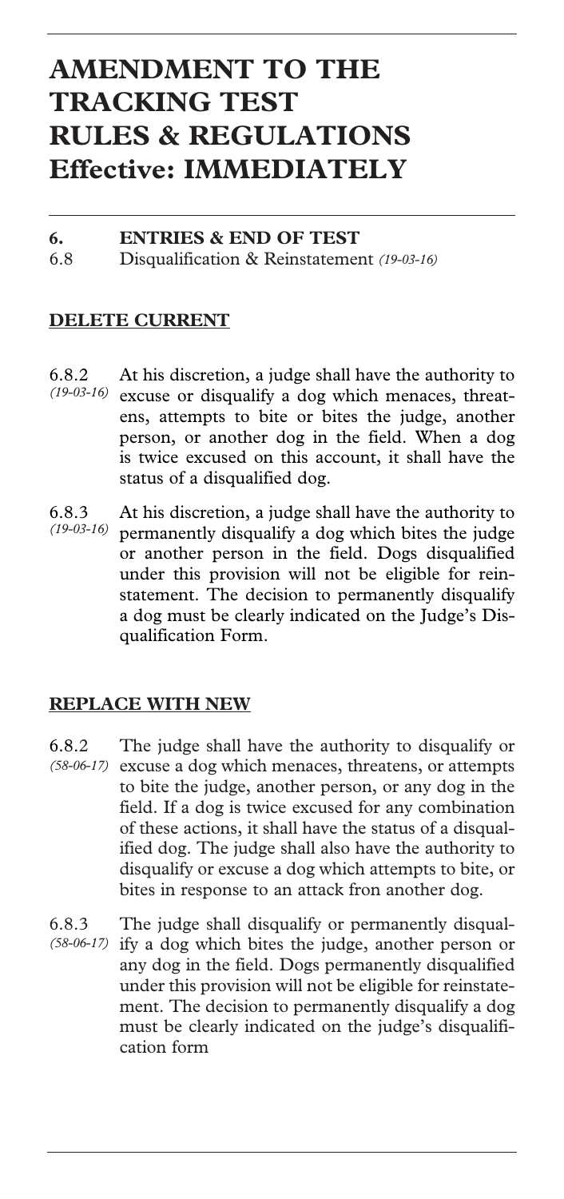# AMENDMENT TO THE TRACKING TEST RULES & REGULATIONS Effective: IMMEDIATELY

**6. ENTRIES & END OF TEST**

6.8 Disqualification & Reinstatement *(19-03-16)*

**DELETE CURRENT**

6.8.2 *(19-03-16)* At his discretion, a judge shall have the authority to excuse or disqualify a dog which menaces, threatens, attempts to bite or bites the judge, another person, or another dog in the field. When a dog is twice excused on this account, it shall have the status of a disqualified dog.

6.8.3 *(19-03-16)* At his discretion, a judge shall have the authority to permanently disqualify a dog which bites the judge or another person in the field. Dogs disqualified under this provision will not be eligible for reinstatement. The decision to permanently disqualify a dog must be clearly indicated on the Judge's Disqualification Form.

**REPLACE WITH NEW**

6.8.2 *(58-06-17)* The judge shall have the authority to disqualify or excuse a dog which menaces, threatens, or attempts to bite the judge, another person, or any dog in the field. If a dog is twice excused for any combination of these actions, it shall have the status of a disqualified dog. The judge shall also have the authority to disqualify or excuse a dog which attempts to bite, or bites in response to an attack from another dog.

6.8.3 *(58-06-17)* The judge shall disqualify or permanently disqualify a dog which bites the judge, another person or any dog in the field. Dogs permanently disqualified under this provision will not be eligible for reinstatement. The decision to permanently disqualify a dog must be clearly indicated on the judge's disqualification form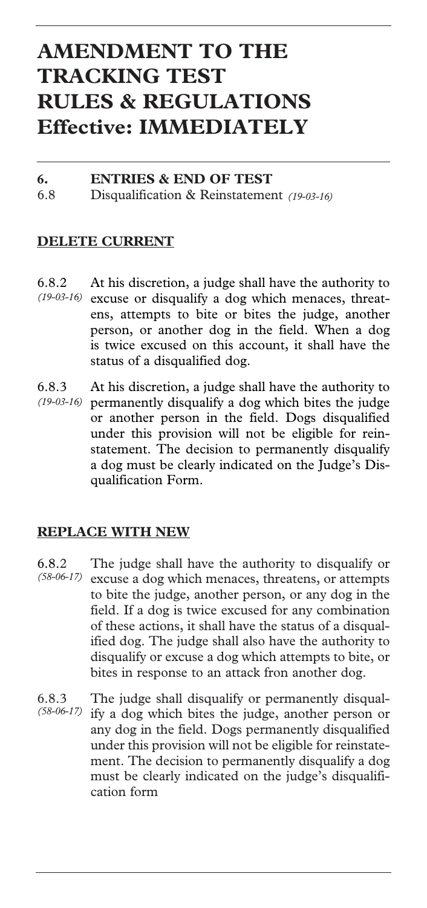# AMENDMENT TO THE TRACKING TEST RULES & REGULATIONS Effective: IMMEDIATELY

**6. ENTRIES & END OF TEST**

6.8 Disqualification & Reinstatement *(19-03-16)*

**DELETE CURRENT**

6.8.2 *(19-03-16)* At his discretion, a judge shall have the authority to excuse or disqualify a dog which menaces, threatens, attempts to bite or bites the judge, another person, or another dog in the field. When a dog is twice excused on this account, it shall have the status of a disqualified dog.

6.8.3 *(19-03-16)* At his discretion, a judge shall have the authority to permanently disqualify a dog which bites the judge or another person in the field. Dogs disqualified under this provision will not be eligible for reinstatement. The decision to permanently disqualify a dog must be clearly indicated on the Judge's Disqualification Form.

**REPLACE WITH NEW**

6.8.2 *(58-06-17)* The judge shall have the authority to disqualify or excuse a dog which menaces, threatens, or attempts to bite the judge, another person, or any dog in the field. If a dog is twice excused for any combination of these actions, it shall have the status of a disqualified dog. The judge shall also have the authority to disqualify or excuse a dog which attempts to bite, or bites in response to an attack fron another dog.

6.8.3 *(58-06-17)* The judge shall disqualify or permanently disqualify a dog which bites the judge, another person or any dog in the field. Dogs permanently disqualified under this provision will not be eligible for reinstatement. The decision to permanently disqualify a dog must be clearly indicated on the judge's disqualification form